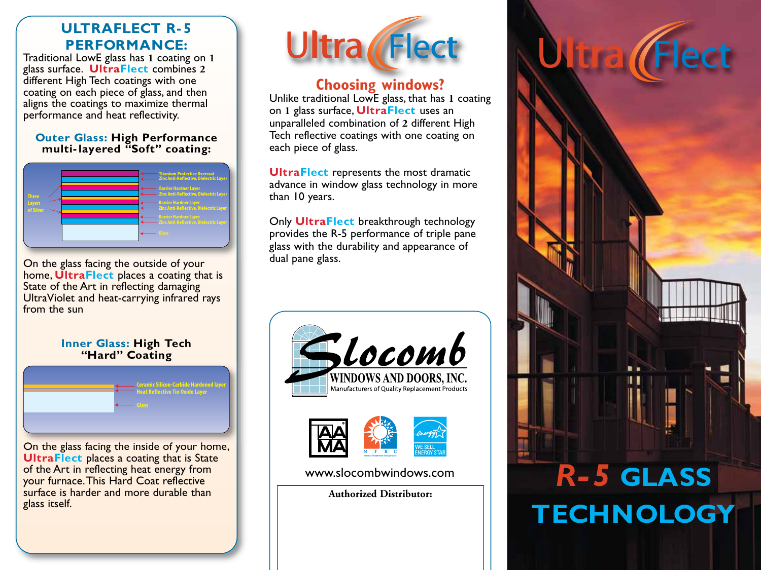## ULTRAFLECT R-5 PERFORMANCE:

Traditional LowE glass has 1 coating on 1 glass surface. **UltraFlect** combines 2 different High Tech coatings with one coating on each piece of glass, and then aligns the coatings to maximize thermal performance and heat reflectivity.

### Outer Glass: High Performance multi-layered "Soft" coating:

- Titanium Protective Overcoat
- Zinc Anti-Reflective, Dielectric Layer
- Barrier Hardner Layer
- Zinc Anti-Reflective, Dielectric Layer
- Barrier Hardner Layer
- Zinc Anti-Reflective, Dielectric Layer
- Barrier Hardner Layer
- Zinc Anti-Reflective, Dielectric Layer
- Glass

Three Layers of Silver

On the glass facing the outside of your home, **UltraFlect** places a coating that is State of the Art in reflecting damaging UltraViolet and heat-carrying infrared rays from the sun

### Inner Glass: High Tech "Hard" Coating

- Ceramic Silicon-Carbide Hardened layer
- Heat Reflective Tin Oxide Layer
- Glass

On the glass facing the inside of your home, **UltraFlect** places a coating that is State of the Art in reflecting heat energy from your furnace. This Hard Coat reflective surface is harder and more durable than glass itself.

# UltraFlect

## Choosing windows?

Unlike traditional LowE glass, that has 1 coating on 1 glass surface, **UltraFlect** uses an unparalleled combination of 2 different High Tech reflective coatings with one coating on each piece of glass.

**UltraFlect** represents the most dramatic advance in window glass technology in more than 10 years.

Only **UltraFlect** breakthrough technology provides the R-5 performance of triple pane glass with the durability and appearance of dual pane glass.

Slocomb
WINDOWS AND DOORS, INC.
Manufacturers of Quality Replacement Products

AAMA · NFRC · WE SELL ENERGY STAR

www.slocombwindows.com

**Authorized Distributor:**

# UltraFlect

# R-5 GLASS TECHNOLOGY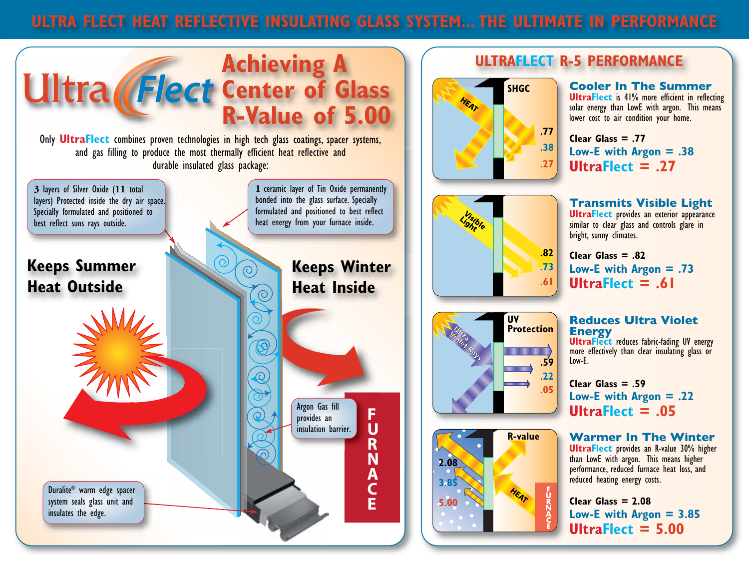# ULTRA FLECT HEAT REFLECTIVE INSULATING GLASS SYSTEM... THE ULTIMATE IN PERFORMANCE

## UltraFlect — Achieving A Center of Glass R-Value of 5.00

Only **UltraFlect** combines proven technologies in high tech glass coatings, spacer systems, and gas filling to produce the most thermally efficient heat reflective and durable insulated glass package:

3 layers of Silver Oxide (11 total layers) Protected inside the dry air space. Specially formulated and positioned to best reflect suns rays outside.

1 ceramic layer of Tin Oxide permanently bonded into the glass surface. Specially formulated and positioned to best reflect heat energy from your furnace inside.

**Keeps Summer Heat Outside**

**Keeps Winter Heat Inside**

Argon Gas fill provides an insulation barrier.

Duralite® warm edge spacer system seals glass unit and insulates the edge.

FURNACE

## ULTRAFLECT R-5 PERFORMANCE

SHGC
HEAT
.77
.38
.27

### Cooler In The Summer

**UltraFlect** is 41% more efficient in reflecting solar energy than LowE with argon. This means lower cost to air condition your home.

Clear Glass = .77
Low-E with Argon = .38
**UltraFlect = .27**

Visible Light
.82
.73
.61

### Transmits Visible Light

**UltraFlect** provides an exterior appearance similar to clear glass and controls glare in bright, sunny climates.

Clear Glass = .82
Low-E with Argon = .73
**UltraFlect = .61**

UV Protection
Ultra Violet Rays
.59
.22
.05

### Reduces Ultra Violet Energy

**UltraFlect** reduces fabric-fading UV energy more effectively than clear insulating glass or Low-E.

Clear Glass = .59
Low-E with Argon = .22
**UltraFlect = .05**

R-value
HEAT
FURNACE
2.08
3.85
5.00

### Warmer In The Winter

**UltraFlect** provides an R-value 30% higher than LowE with argon. This means higher performance, reduced furnace heat loss, and reduced heating energy costs.

Clear Glass = 2.08
Low-E with Argon = 3.85
**UltraFlect = 5.00**